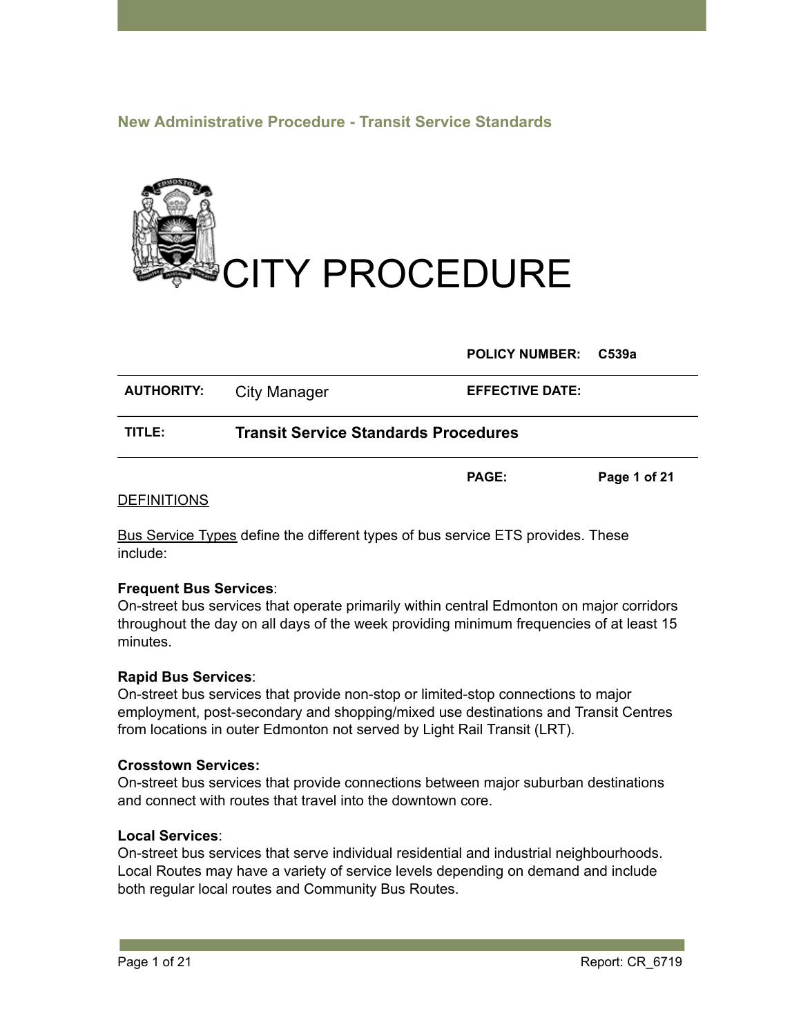**New Administrative Procedure - Transit Service Standards**

# CITY PROCEDURE

| | | | |
|---|---|---|---|
| | | **POLICY NUMBER:** | **C539a** |
| **AUTHORITY:** | City Manager | **EFFECTIVE DATE:** | |
| **TITLE:** | **Transit Service Standards Procedures** | | |
| | | **PAGE:** | **Page 1 of 21** |

## DEFINITIONS

Bus Service Types define the different types of bus service ETS provides. These include:

**Frequent Bus Services**:
On-street bus services that operate primarily within central Edmonton on major corridors throughout the day on all days of the week providing minimum frequencies of at least 15 minutes.

**Rapid Bus Services**:
On-street bus services that provide non-stop or limited-stop connections to major employment, post-secondary and shopping/mixed use destinations and Transit Centres from locations in outer Edmonton not served by Light Rail Transit (LRT).

**Crosstown Services:**
On-street bus services that provide connections between major suburban destinations and connect with routes that travel into the downtown core.

**Local Services**:
On-street bus services that serve individual residential and industrial neighbourhoods. Local Routes may have a variety of service levels depending on demand and include both regular local routes and Community Bus Routes.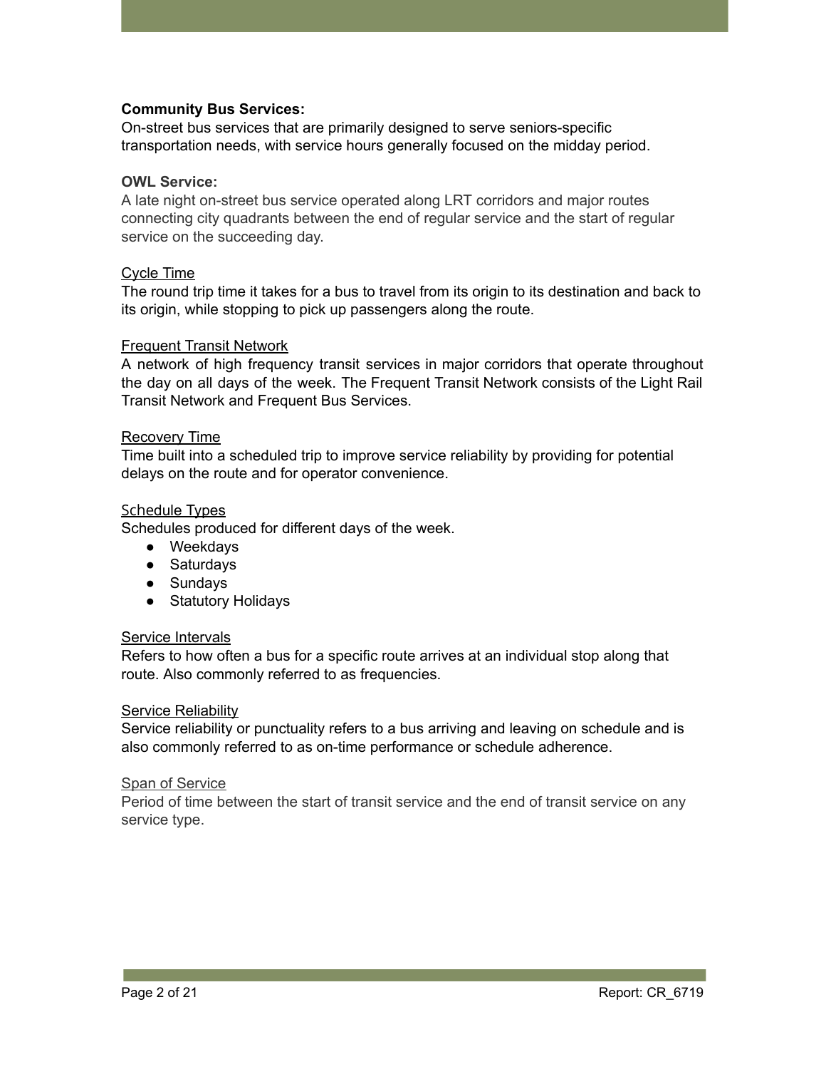**Community Bus Services:**
On-street bus services that are primarily designed to serve seniors-specific transportation needs, with service hours generally focused on the midday period.

**OWL Service:**
A late night on-street bus service operated along LRT corridors and major routes connecting city quadrants between the end of regular service and the start of regular service on the succeeding day.

<u>Cycle Time</u>
The round trip time it takes for a bus to travel from its origin to its destination and back to its origin, while stopping to pick up passengers along the route.

<u>Frequent Transit Network</u>
A network of high frequency transit services in major corridors that operate throughout the day on all days of the week. The Frequent Transit Network consists of the Light Rail Transit Network and Frequent Bus Services.

<u>Recovery Time</u>
Time built into a scheduled trip to improve service reliability by providing for potential delays on the route and for operator convenience.

<u>Schedule Types</u>
Schedules produced for different days of the week.

- Weekdays
- Saturdays
- Sundays
- Statutory Holidays

<u>Service Intervals</u>
Refers to how often a bus for a specific route arrives at an individual stop along that route. Also commonly referred to as frequencies.

<u>Service Reliability</u>
Service reliability or punctuality refers to a bus arriving and leaving on schedule and is also commonly referred to as on-time performance or schedule adherence.

<u>Span of Service</u>
Period of time between the start of transit service and the end of transit service on any service type.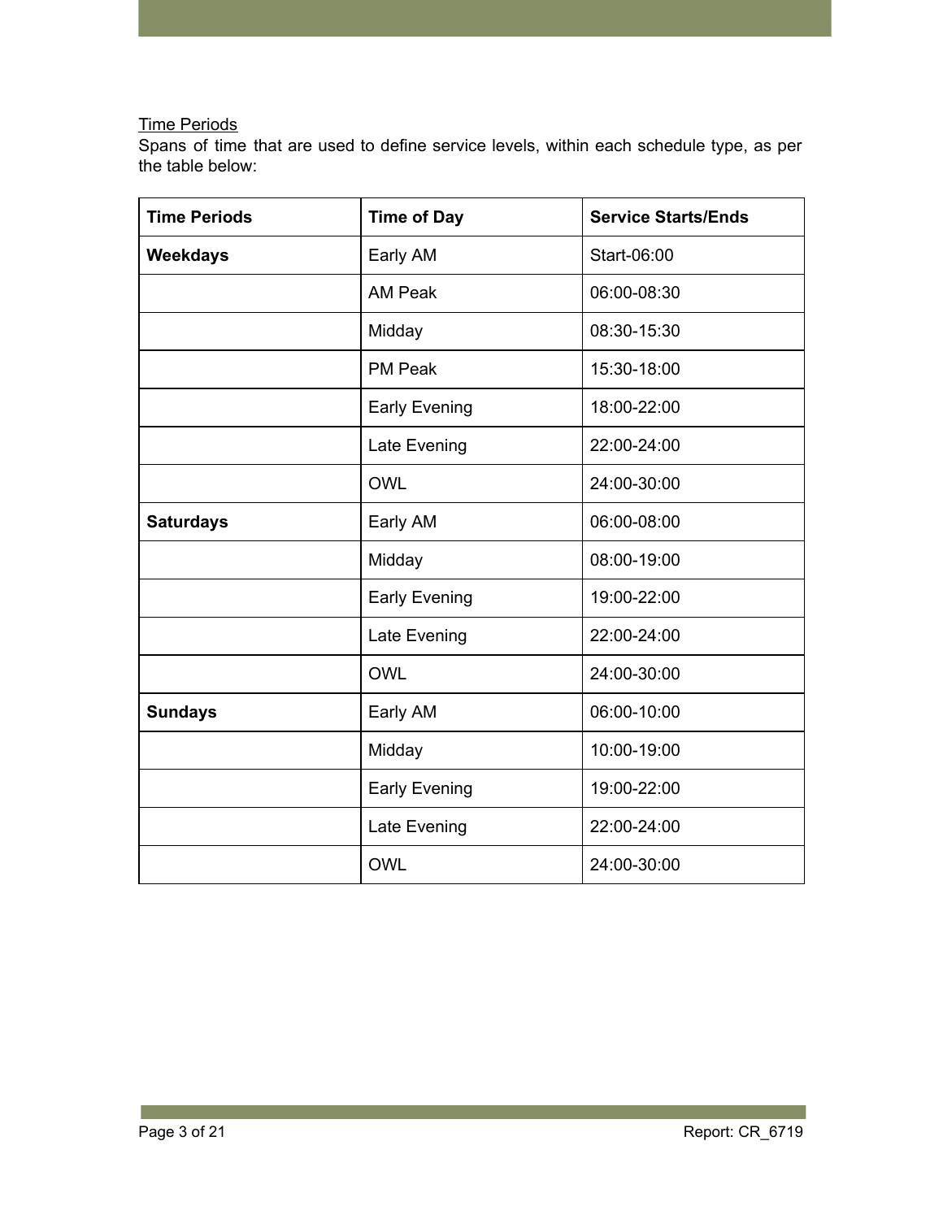Time Periods

Spans of time that are used to define service levels, within each schedule type, as per the table below:

| Time Periods | Time of Day | Service Starts/Ends |
| --- | --- | --- |
| **Weekdays** | Early AM | Start-06:00 |
| | AM Peak | 06:00-08:30 |
| | Midday | 08:30-15:30 |
| | PM Peak | 15:30-18:00 |
| | Early Evening | 18:00-22:00 |
| | Late Evening | 22:00-24:00 |
| | OWL | 24:00-30:00 |
| **Saturdays** | Early AM | 06:00-08:00 |
| | Midday | 08:00-19:00 |
| | Early Evening | 19:00-22:00 |
| | Late Evening | 22:00-24:00 |
| | OWL | 24:00-30:00 |
| **Sundays** | Early AM | 06:00-10:00 |
| | Midday | 10:00-19:00 |
| | Early Evening | 19:00-22:00 |
| | Late Evening | 22:00-24:00 |
| | OWL | 24:00-30:00 |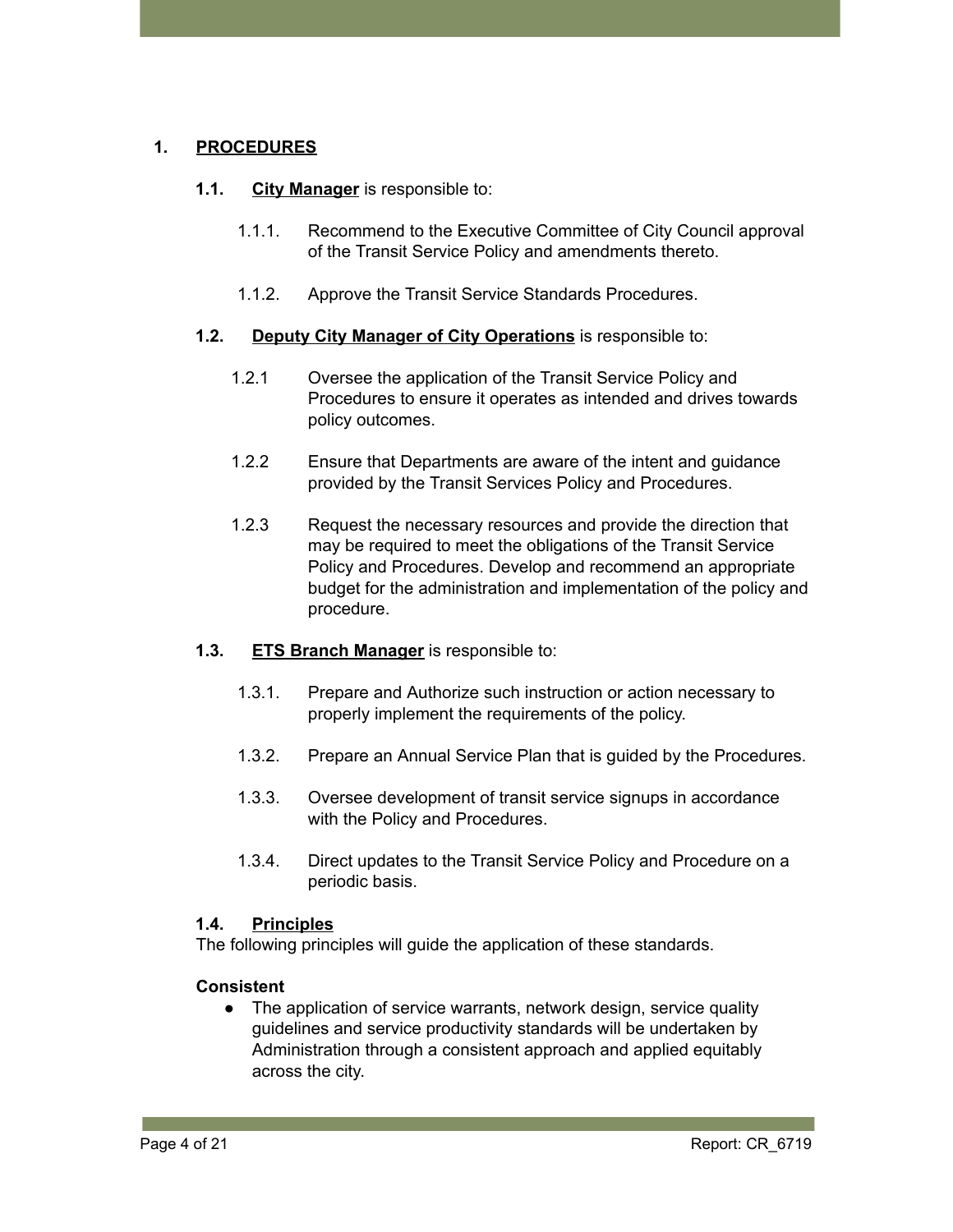# 1. PROCEDURES

## 1.1. City Manager is responsible to:

1.1.1. Recommend to the Executive Committee of City Council approval of the Transit Service Policy and amendments thereto.

1.1.2. Approve the Transit Service Standards Procedures.

## 1.2. Deputy City Manager of City Operations is responsible to:

1.2.1 Oversee the application of the Transit Service Policy and Procedures to ensure it operates as intended and drives towards policy outcomes.

1.2.2 Ensure that Departments are aware of the intent and guidance provided by the Transit Services Policy and Procedures.

1.2.3 Request the necessary resources and provide the direction that may be required to meet the obligations of the Transit Service Policy and Procedures. Develop and recommend an appropriate budget for the administration and implementation of the policy and procedure.

## 1.3. ETS Branch Manager is responsible to:

1.3.1. Prepare and Authorize such instruction or action necessary to properly implement the requirements of the policy.

1.3.2. Prepare an Annual Service Plan that is guided by the Procedures.

1.3.3. Oversee development of transit service signups in accordance with the Policy and Procedures.

1.3.4. Direct updates to the Transit Service Policy and Procedure on a periodic basis.

## 1.4. Principles

The following principles will guide the application of these standards.

**Consistent**

- The application of service warrants, network design, service quality guidelines and service productivity standards will be undertaken by Administration through a consistent approach and applied equitably across the city.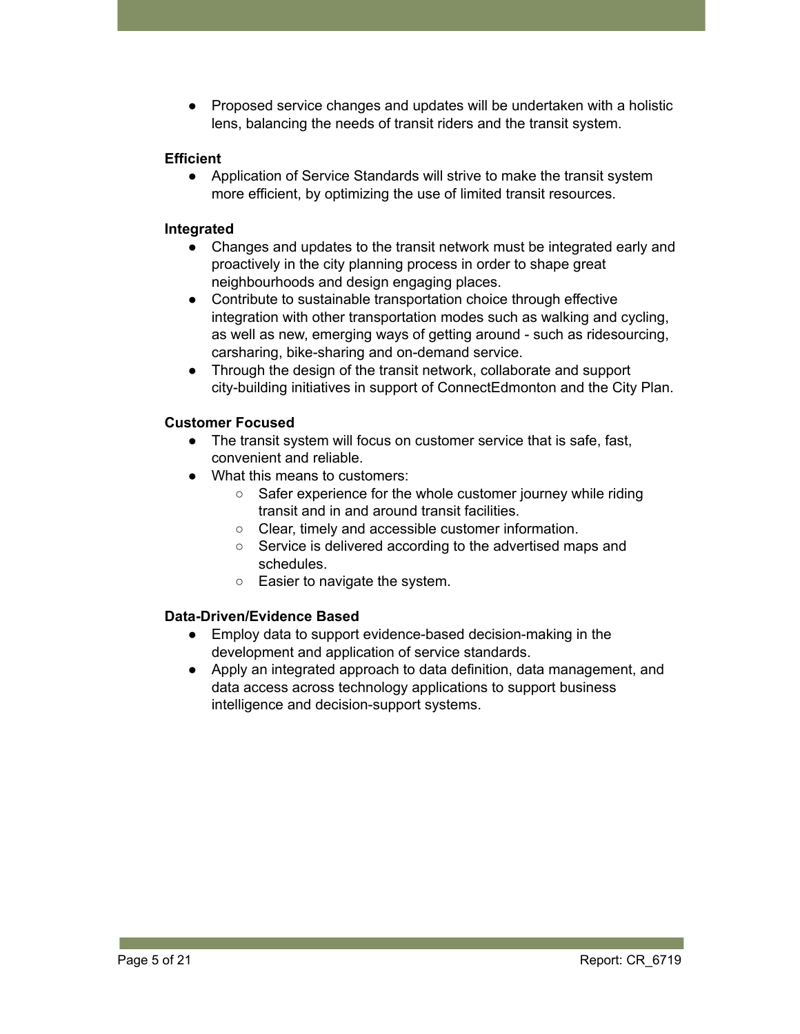- Proposed service changes and updates will be undertaken with a holistic lens, balancing the needs of transit riders and the transit system.

**Efficient**

- Application of Service Standards will strive to make the transit system more efficient, by optimizing the use of limited transit resources.

**Integrated**

- Changes and updates to the transit network must be integrated early and proactively in the city planning process in order to shape great neighbourhoods and design engaging places.
- Contribute to sustainable transportation choice through effective integration with other transportation modes such as walking and cycling, as well as new, emerging ways of getting around - such as ridesourcing, carsharing, bike-sharing and on-demand service.
- Through the design of the transit network, collaborate and support city-building initiatives in support of ConnectEdmonton and the City Plan.

**Customer Focused**

- The transit system will focus on customer service that is safe, fast, convenient and reliable.
- What this means to customers:
  - Safer experience for the whole customer journey while riding transit and in and around transit facilities.
  - Clear, timely and accessible customer information.
  - Service is delivered according to the advertised maps and schedules.
  - Easier to navigate the system.

**Data-Driven/Evidence Based**

- Employ data to support evidence-based decision-making in the development and application of service standards.
- Apply an integrated approach to data definition, data management, and data access across technology applications to support business intelligence and decision-support systems.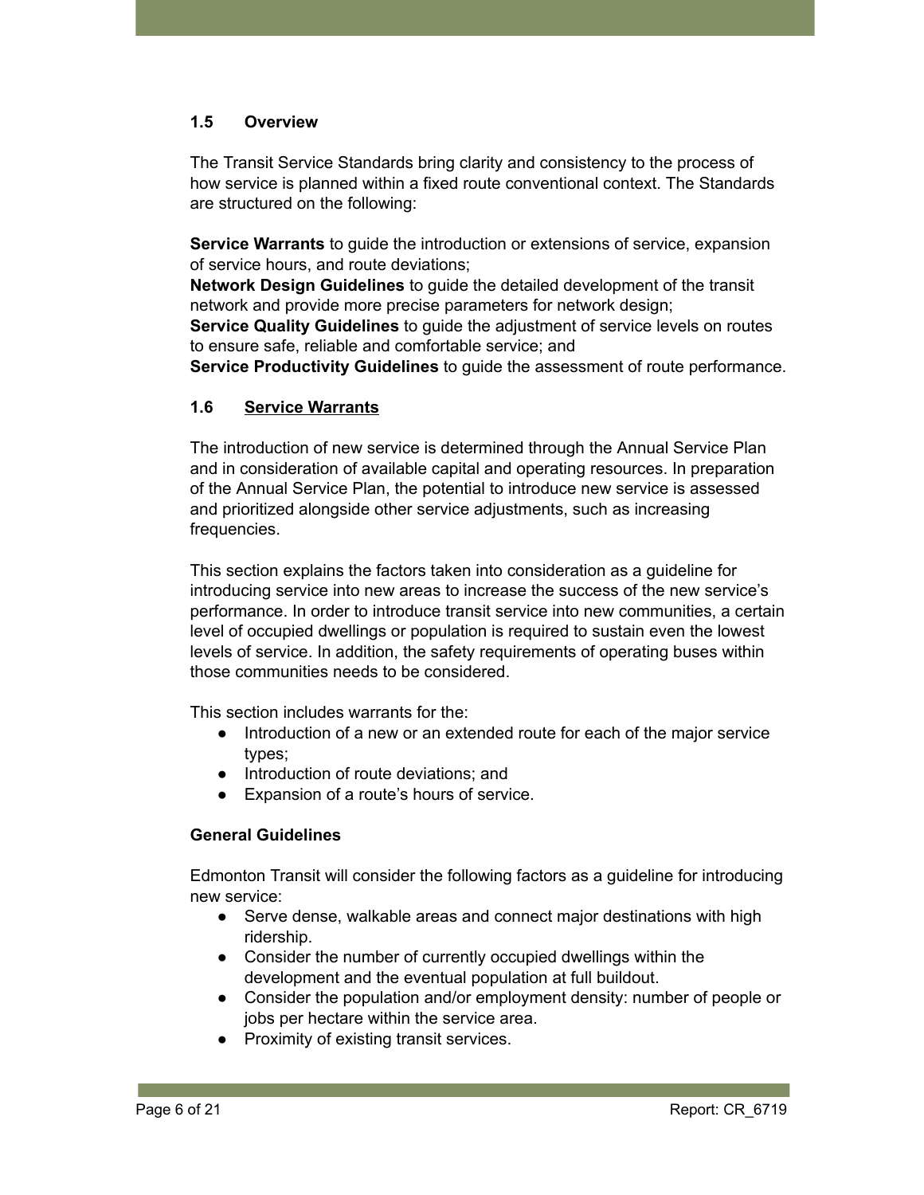### 1.5 Overview

The Transit Service Standards bring clarity and consistency to the process of how service is planned within a fixed route conventional context. The Standards are structured on the following:

**Service Warrants** to guide the introduction or extensions of service, expansion of service hours, and route deviations;
**Network Design Guidelines** to guide the detailed development of the transit network and provide more precise parameters for network design;
**Service Quality Guidelines** to guide the adjustment of service levels on routes to ensure safe, reliable and comfortable service; and
**Service Productivity Guidelines** to guide the assessment of route performance.

### 1.6 Service Warrants

The introduction of new service is determined through the Annual Service Plan and in consideration of available capital and operating resources. In preparation of the Annual Service Plan, the potential to introduce new service is assessed and prioritized alongside other service adjustments, such as increasing frequencies.

This section explains the factors taken into consideration as a guideline for introducing service into new areas to increase the success of the new service's performance. In order to introduce transit service into new communities, a certain level of occupied dwellings or population is required to sustain even the lowest levels of service. In addition, the safety requirements of operating buses within those communities needs to be considered.

This section includes warrants for the:

- Introduction of a new or an extended route for each of the major service types;
- Introduction of route deviations; and
- Expansion of a route's hours of service.

**General Guidelines**

Edmonton Transit will consider the following factors as a guideline for introducing new service:

- Serve dense, walkable areas and connect major destinations with high ridership.
- Consider the number of currently occupied dwellings within the development and the eventual population at full buildout.
- Consider the population and/or employment density: number of people or jobs per hectare within the service area.
- Proximity of existing transit services.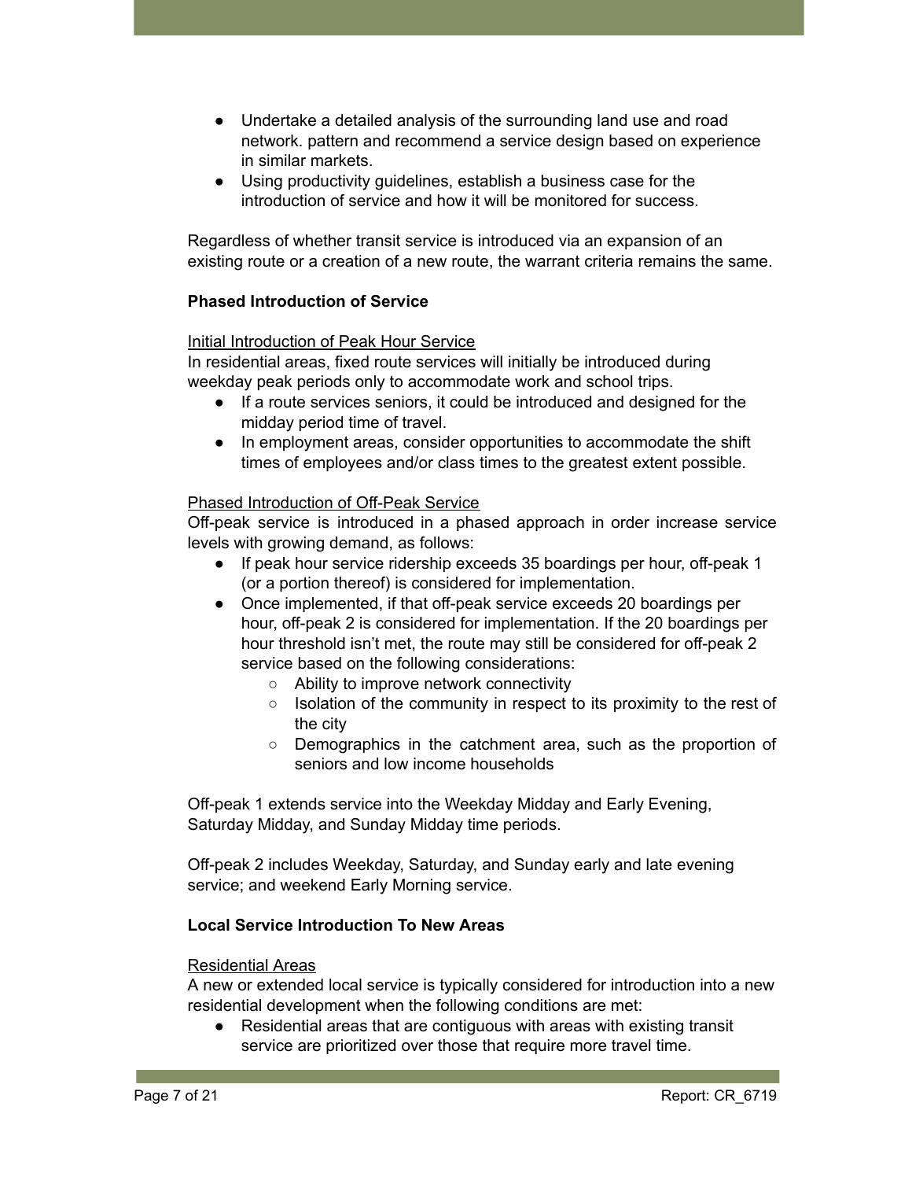- Undertake a detailed analysis of the surrounding land use and road network. pattern and recommend a service design based on experience in similar markets.
- Using productivity guidelines, establish a business case for the introduction of service and how it will be monitored for success.

Regardless of whether transit service is introduced via an expansion of an existing route or a creation of a new route, the warrant criteria remains the same.

**Phased Introduction of Service**

Initial Introduction of Peak Hour Service

In residential areas, fixed route services will initially be introduced during weekday peak periods only to accommodate work and school trips.

- If a route services seniors, it could be introduced and designed for the midday period time of travel.
- In employment areas, consider opportunities to accommodate the shift times of employees and/or class times to the greatest extent possible.

Phased Introduction of Off-Peak Service

Off-peak service is introduced in a phased approach in order increase service levels with growing demand, as follows:

- If peak hour service ridership exceeds 35 boardings per hour, off-peak 1 (or a portion thereof) is considered for implementation.
- Once implemented, if that off-peak service exceeds 20 boardings per hour, off-peak 2 is considered for implementation. If the 20 boardings per hour threshold isn't met, the route may still be considered for off-peak 2 service based on the following considerations:
  - Ability to improve network connectivity
  - Isolation of the community in respect to its proximity to the rest of the city
  - Demographics in the catchment area, such as the proportion of seniors and low income households

Off-peak 1 extends service into the Weekday Midday and Early Evening, Saturday Midday, and Sunday Midday time periods.

Off-peak 2 includes Weekday, Saturday, and Sunday early and late evening service; and weekend Early Morning service.

**Local Service Introduction To New Areas**

Residential Areas

A new or extended local service is typically considered for introduction into a new residential development when the following conditions are met:

- Residential areas that are contiguous with areas with existing transit service are prioritized over those that require more travel time.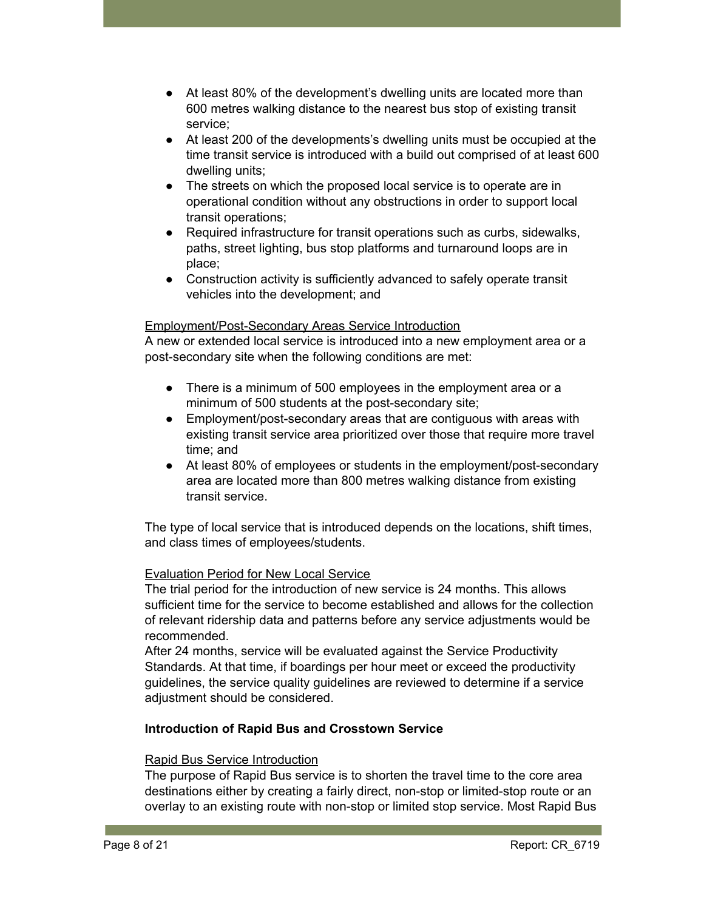- At least 80% of the development's dwelling units are located more than 600 metres walking distance to the nearest bus stop of existing transit service;
- At least 200 of the developments's dwelling units must be occupied at the time transit service is introduced with a build out comprised of at least 600 dwelling units;
- The streets on which the proposed local service is to operate are in operational condition without any obstructions in order to support local transit operations;
- Required infrastructure for transit operations such as curbs, sidewalks, paths, street lighting, bus stop platforms and turnaround loops are in place;
- Construction activity is sufficiently advanced to safely operate transit vehicles into the development; and

<u>Employment/Post-Secondary Areas Service Introduction</u>

A new or extended local service is introduced into a new employment area or a post-secondary site when the following conditions are met:

- There is a minimum of 500 employees in the employment area or a minimum of 500 students at the post-secondary site;
- Employment/post-secondary areas that are contiguous with areas with existing transit service area prioritized over those that require more travel time; and
- At least 80% of employees or students in the employment/post-secondary area are located more than 800 metres walking distance from existing transit service.

The type of local service that is introduced depends on the locations, shift times, and class times of employees/students.

<u>Evaluation Period for New Local Service</u>

The trial period for the introduction of new service is 24 months. This allows sufficient time for the service to become established and allows for the collection of relevant ridership data and patterns before any service adjustments would be recommended.

After 24 months, service will be evaluated against the Service Productivity Standards. At that time, if boardings per hour meet or exceed the productivity guidelines, the service quality guidelines are reviewed to determine if a service adjustment should be considered.

**Introduction of Rapid Bus and Crosstown Service**

<u>Rapid Bus Service Introduction</u>

The purpose of Rapid Bus service is to shorten the travel time to the core area destinations either by creating a fairly direct, non-stop or limited-stop route or an overlay to an existing route with non-stop or limited stop service. Most Rapid Bus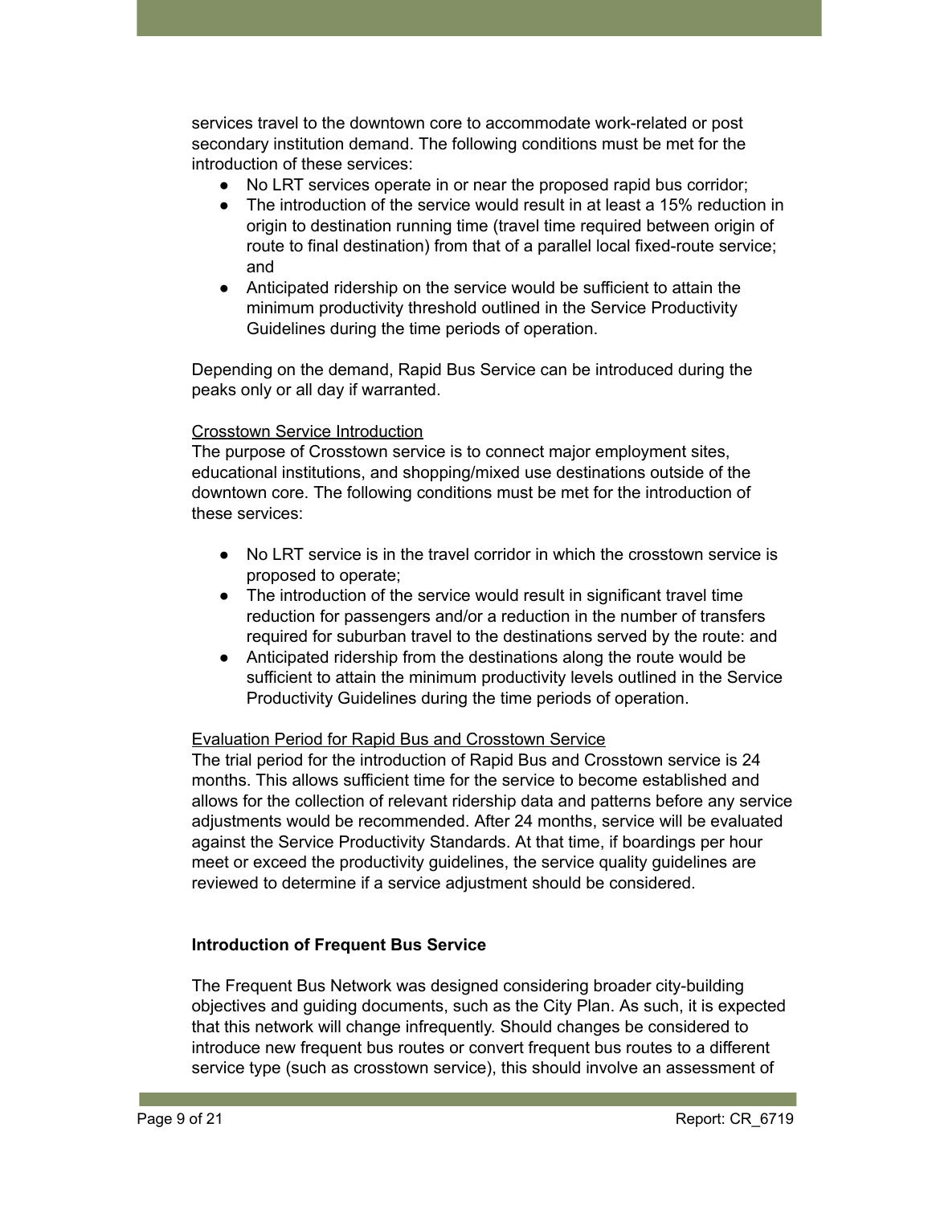services travel to the downtown core to accommodate work-related or post secondary institution demand. The following conditions must be met for the introduction of these services:

- No LRT services operate in or near the proposed rapid bus corridor;
- The introduction of the service would result in at least a 15% reduction in origin to destination running time (travel time required between origin of route to final destination) from that of a parallel local fixed-route service; and
- Anticipated ridership on the service would be sufficient to attain the minimum productivity threshold outlined in the Service Productivity Guidelines during the time periods of operation.

Depending on the demand, Rapid Bus Service can be introduced during the peaks only or all day if warranted.

Crosstown Service Introduction

The purpose of Crosstown service is to connect major employment sites, educational institutions, and shopping/mixed use destinations outside of the downtown core. The following conditions must be met for the introduction of these services:

- No LRT service is in the travel corridor in which the crosstown service is proposed to operate;
- The introduction of the service would result in significant travel time reduction for passengers and/or a reduction in the number of transfers required for suburban travel to the destinations served by the route: and
- Anticipated ridership from the destinations along the route would be sufficient to attain the minimum productivity levels outlined in the Service Productivity Guidelines during the time periods of operation.

Evaluation Period for Rapid Bus and Crosstown Service

The trial period for the introduction of Rapid Bus and Crosstown service is 24 months. This allows sufficient time for the service to become established and allows for the collection of relevant ridership data and patterns before any service adjustments would be recommended. After 24 months, service will be evaluated against the Service Productivity Standards. At that time, if boardings per hour meet or exceed the productivity guidelines, the service quality guidelines are reviewed to determine if a service adjustment should be considered.

**Introduction of Frequent Bus Service**

The Frequent Bus Network was designed considering broader city-building objectives and guiding documents, such as the City Plan. As such, it is expected that this network will change infrequently. Should changes be considered to introduce new frequent bus routes or convert frequent bus routes to a different service type (such as crosstown service), this should involve an assessment of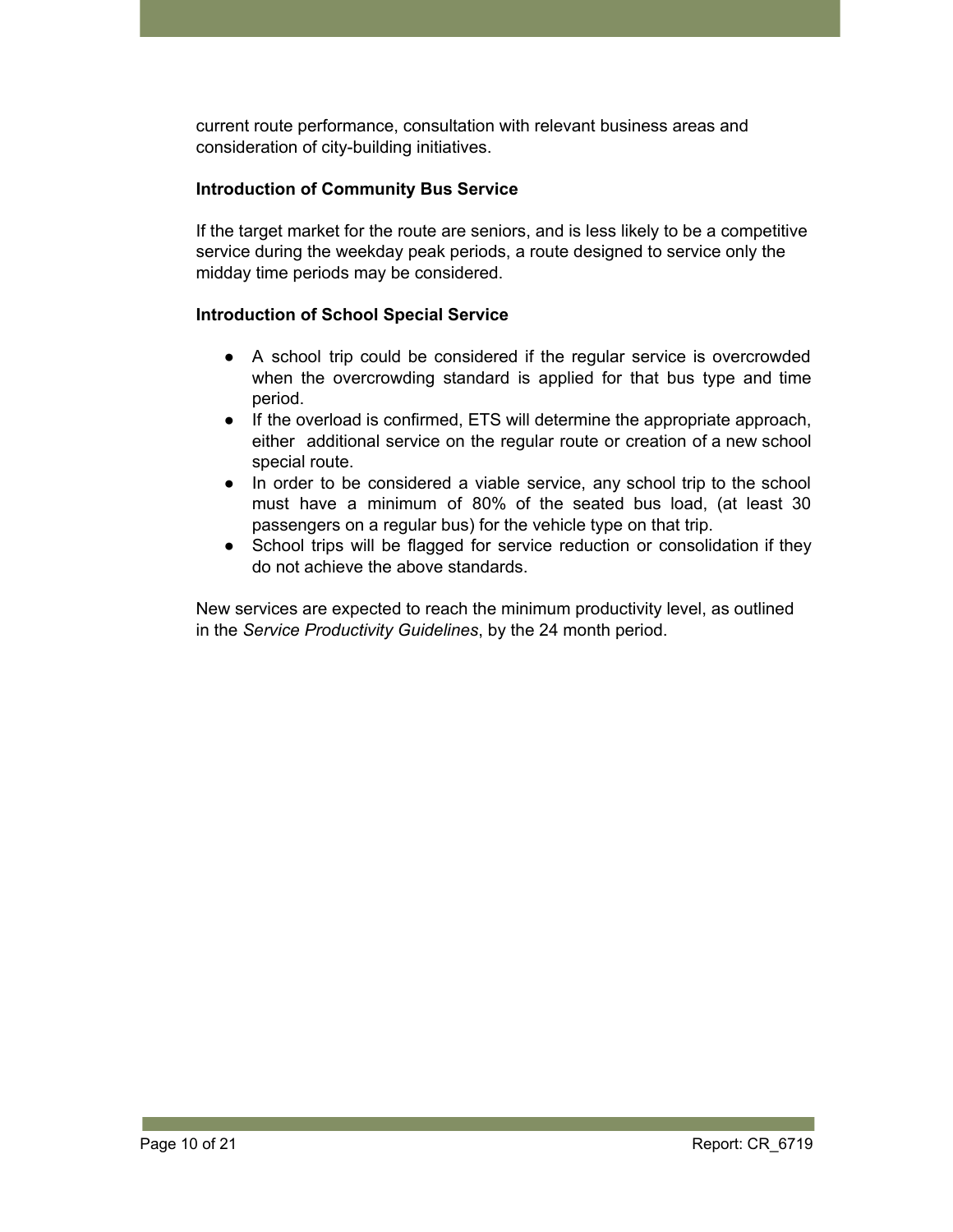current route performance, consultation with relevant business areas and consideration of city-building initiatives.

**Introduction of Community Bus Service**

If the target market for the route are seniors, and is less likely to be a competitive service during the weekday peak periods, a route designed to service only the midday time periods may be considered.

**Introduction of School Special Service**

- A school trip could be considered if the regular service is overcrowded when the overcrowding standard is applied for that bus type and time period.
- If the overload is confirmed, ETS will determine the appropriate approach, either additional service on the regular route or creation of a new school special route.
- In order to be considered a viable service, any school trip to the school must have a minimum of 80% of the seated bus load, (at least 30 passengers on a regular bus) for the vehicle type on that trip.
- School trips will be flagged for service reduction or consolidation if they do not achieve the above standards.

New services are expected to reach the minimum productivity level, as outlined in the *Service Productivity Guidelines*, by the 24 month period.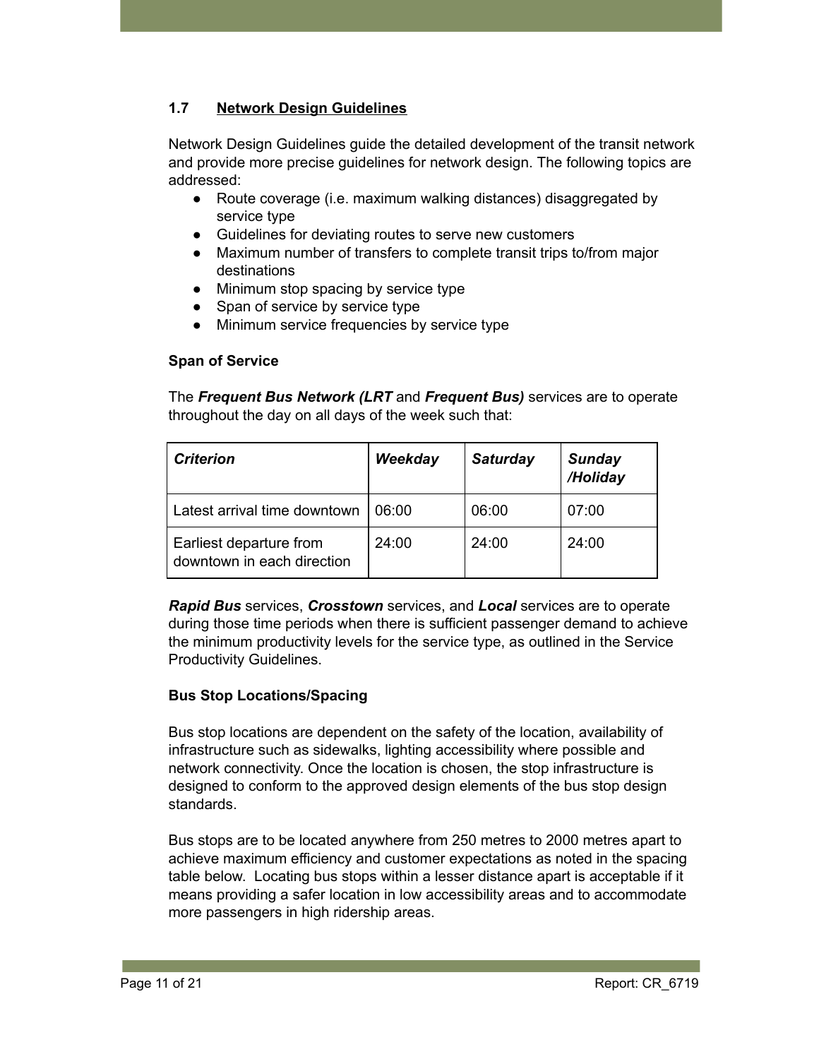## 1.7 Network Design Guidelines

Network Design Guidelines guide the detailed development of the transit network and provide more precise guidelines for network design. The following topics are addressed:

- Route coverage (i.e. maximum walking distances) disaggregated by service type
- Guidelines for deviating routes to serve new customers
- Maximum number of transfers to complete transit trips to/from major destinations
- Minimum stop spacing by service type
- Span of service by service type
- Minimum service frequencies by service type

**Span of Service**

The ***Frequent Bus Network (LRT*** and ***Frequent Bus)*** services are to operate throughout the day on all days of the week such that:

| *Criterion* | *Weekday* | *Saturday* | *Sunday /Holiday* |
|---|---|---|---|
| Latest arrival time downtown | 06:00 | 06:00 | 07:00 |
| Earliest departure from downtown in each direction | 24:00 | 24:00 | 24:00 |

***Rapid Bus*** services, ***Crosstown*** services, and ***Local*** services are to operate during those time periods when there is sufficient passenger demand to achieve the minimum productivity levels for the service type, as outlined in the Service Productivity Guidelines.

**Bus Stop Locations/Spacing**

Bus stop locations are dependent on the safety of the location, availability of infrastructure such as sidewalks, lighting accessibility where possible and network connectivity. Once the location is chosen, the stop infrastructure is designed to conform to the approved design elements of the bus stop design standards.

Bus stops are to be located anywhere from 250 metres to 2000 metres apart to achieve maximum efficiency and customer expectations as noted in the spacing table below. Locating bus stops within a lesser distance apart is acceptable if it means providing a safer location in low accessibility areas and to accommodate more passengers in high ridership areas.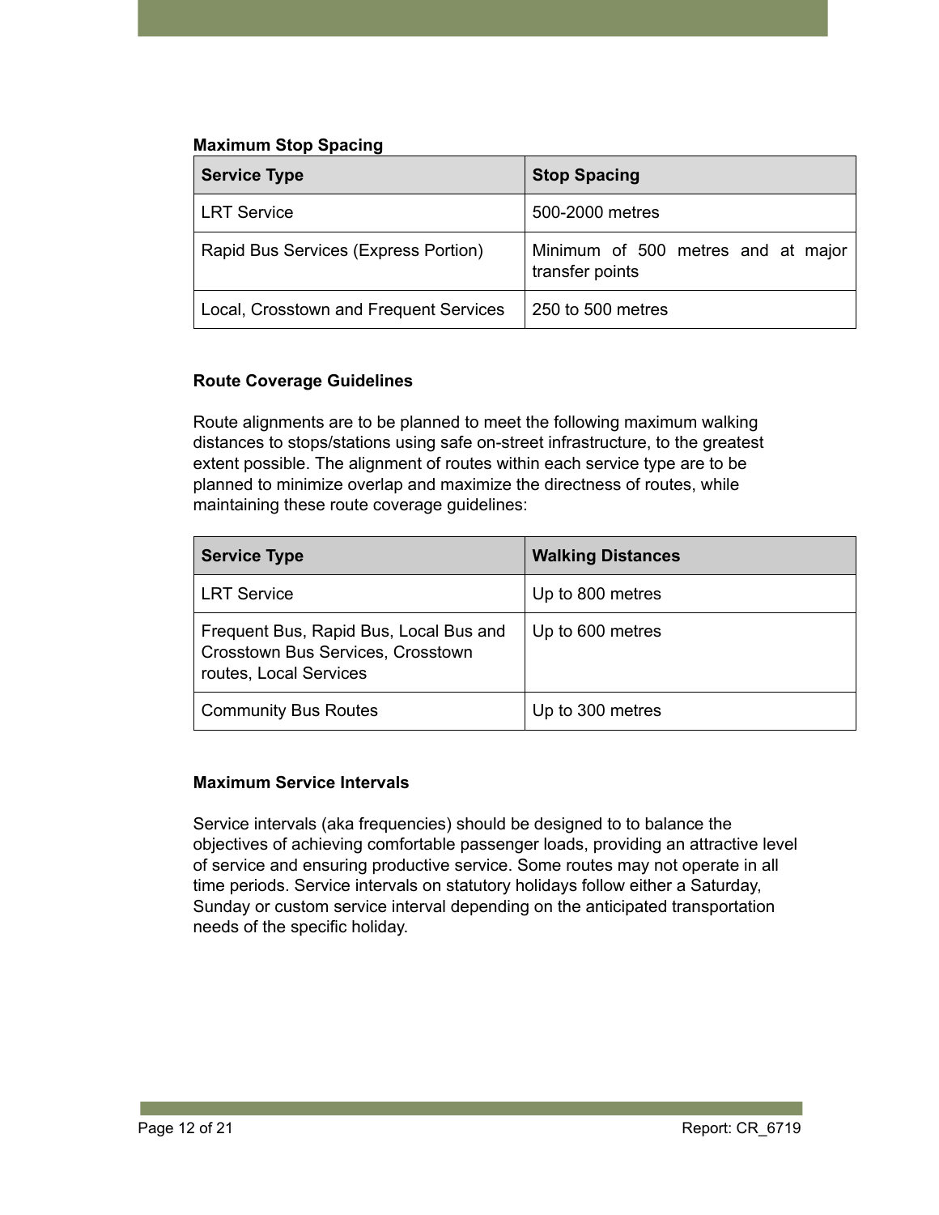**Maximum Stop Spacing**

| Service Type | Stop Spacing |
|---|---|
| LRT Service | 500-2000 metres |
| Rapid Bus Services (Express Portion) | Minimum of 500 metres and at major transfer points |
| Local, Crosstown and Frequent Services | 250 to 500 metres |

**Route Coverage Guidelines**

Route alignments are to be planned to meet the following maximum walking distances to stops/stations using safe on-street infrastructure, to the greatest extent possible. The alignment of routes within each service type are to be planned to minimize overlap and maximize the directness of routes, while maintaining these route coverage guidelines:

| Service Type | Walking Distances |
|---|---|
| LRT Service | Up to 800 metres |
| Frequent Bus, Rapid Bus, Local Bus and Crosstown Bus Services, Crosstown routes, Local Services | Up to 600 metres |
| Community Bus Routes | Up to 300 metres |

**Maximum Service Intervals**

Service intervals (aka frequencies) should be designed to to balance the objectives of achieving comfortable passenger loads, providing an attractive level of service and ensuring productive service. Some routes may not operate in all time periods. Service intervals on statutory holidays follow either a Saturday, Sunday or custom service interval depending on the anticipated transportation needs of the specific holiday.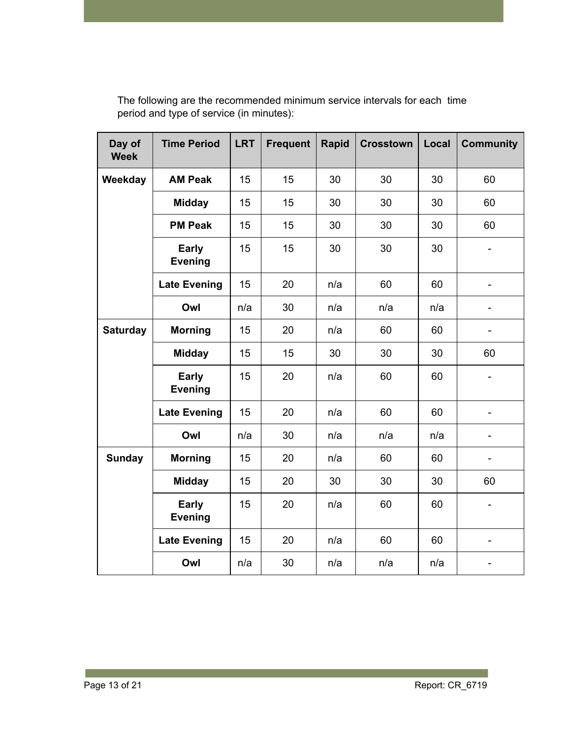The following are the recommended minimum service intervals for each time period and type of service (in minutes):

| Day of Week | Time Period | LRT | Frequent | Rapid | Crosstown | Local | Community |
|---|---|---|---|---|---|---|---|
| **Weekday** | **AM Peak** | 15 | 15 | 30 | 30 | 30 | 60 |
| | **Midday** | 15 | 15 | 30 | 30 | 30 | 60 |
| | **PM Peak** | 15 | 15 | 30 | 30 | 30 | 60 |
| | **Early Evening** | 15 | 15 | 30 | 30 | 30 | - |
| | **Late Evening** | 15 | 20 | n/a | 60 | 60 | - |
| | **Owl** | n/a | 30 | n/a | n/a | n/a | - |
| **Saturday** | **Morning** | 15 | 20 | n/a | 60 | 60 | - |
| | **Midday** | 15 | 15 | 30 | 30 | 30 | 60 |
| | **Early Evening** | 15 | 20 | n/a | 60 | 60 | - |
| | **Late Evening** | 15 | 20 | n/a | 60 | 60 | - |
| | **Owl** | n/a | 30 | n/a | n/a | n/a | - |
| **Sunday** | **Morning** | 15 | 20 | n/a | 60 | 60 | - |
| | **Midday** | 15 | 20 | 30 | 30 | 30 | 60 |
| | **Early Evening** | 15 | 20 | n/a | 60 | 60 | - |
| | **Late Evening** | 15 | 20 | n/a | 60 | 60 | - |
| | **Owl** | n/a | 30 | n/a | n/a | n/a | - |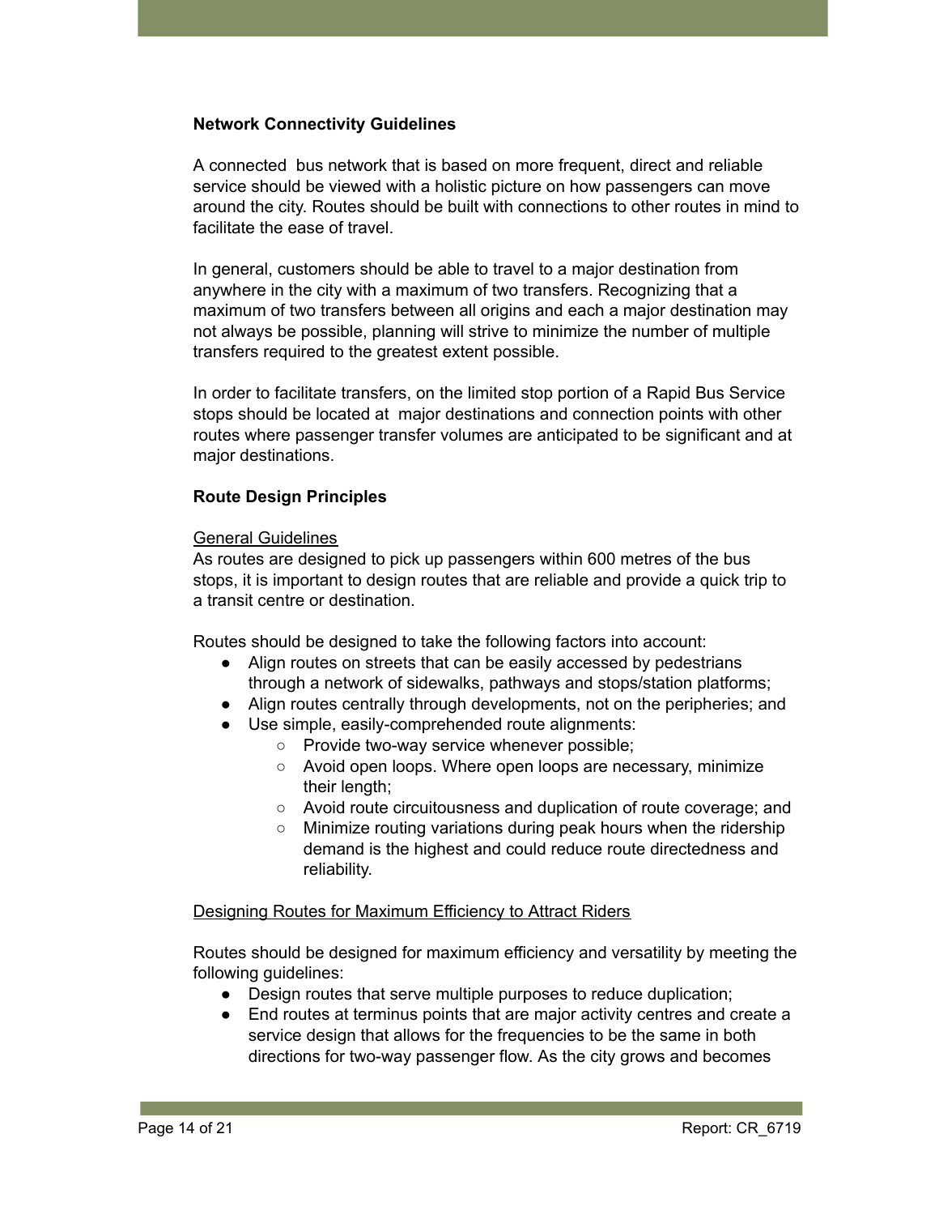**Network Connectivity Guidelines**

A connected bus network that is based on more frequent, direct and reliable service should be viewed with a holistic picture on how passengers can move around the city. Routes should be built with connections to other routes in mind to facilitate the ease of travel.

In general, customers should be able to travel to a major destination from anywhere in the city with a maximum of two transfers. Recognizing that a maximum of two transfers between all origins and each a major destination may not always be possible, planning will strive to minimize the number of multiple transfers required to the greatest extent possible.

In order to facilitate transfers, on the limited stop portion of a Rapid Bus Service stops should be located at major destinations and connection points with other routes where passenger transfer volumes are anticipated to be significant and at major destinations.

**Route Design Principles**

General Guidelines

As routes are designed to pick up passengers within 600 metres of the bus stops, it is important to design routes that are reliable and provide a quick trip to a transit centre or destination.

Routes should be designed to take the following factors into account:

- Align routes on streets that can be easily accessed by pedestrians through a network of sidewalks, pathways and stops/station platforms;
- Align routes centrally through developments, not on the peripheries; and
- Use simple, easily-comprehended route alignments:
  - Provide two-way service whenever possible;
  - Avoid open loops. Where open loops are necessary, minimize their length;
  - Avoid route circuitousness and duplication of route coverage; and
  - Minimize routing variations during peak hours when the ridership demand is the highest and could reduce route directedness and reliability.

Designing Routes for Maximum Efficiency to Attract Riders

Routes should be designed for maximum efficiency and versatility by meeting the following guidelines:

- Design routes that serve multiple purposes to reduce duplication;
- End routes at terminus points that are major activity centres and create a service design that allows for the frequencies to be the same in both directions for two-way passenger flow. As the city grows and becomes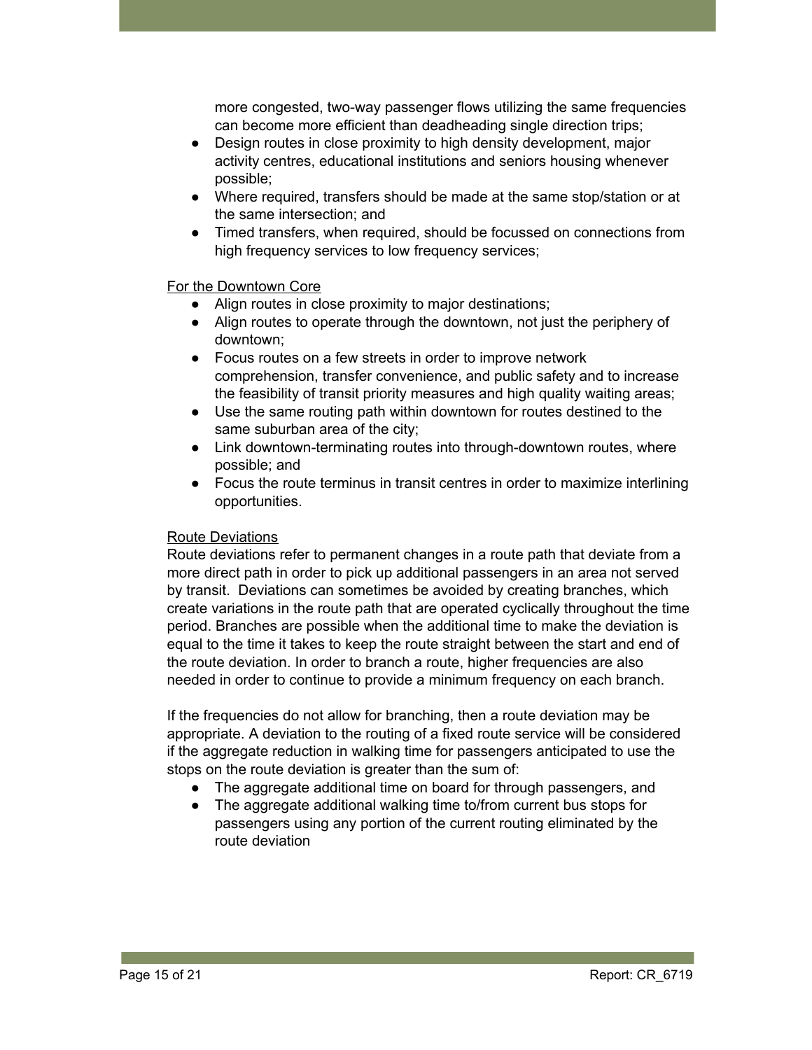more congested, two-way passenger flows utilizing the same frequencies can become more efficient than deadheading single direction trips;

- Design routes in close proximity to high density development, major activity centres, educational institutions and seniors housing whenever possible;
- Where required, transfers should be made at the same stop/station or at the same intersection; and
- Timed transfers, when required, should be focussed on connections from high frequency services to low frequency services;

<u>For the Downtown Core</u>

- Align routes in close proximity to major destinations;
- Align routes to operate through the downtown, not just the periphery of downtown;
- Focus routes on a few streets in order to improve network comprehension, transfer convenience, and public safety and to increase the feasibility of transit priority measures and high quality waiting areas;
- Use the same routing path within downtown for routes destined to the same suburban area of the city;
- Link downtown-terminating routes into through-downtown routes, where possible; and
- Focus the route terminus in transit centres in order to maximize interlining opportunities.

<u>Route Deviations</u>

Route deviations refer to permanent changes in a route path that deviate from a more direct path in order to pick up additional passengers in an area not served by transit. Deviations can sometimes be avoided by creating branches, which create variations in the route path that are operated cyclically throughout the time period. Branches are possible when the additional time to make the deviation is equal to the time it takes to keep the route straight between the start and end of the route deviation. In order to branch a route, higher frequencies are also needed in order to continue to provide a minimum frequency on each branch.

If the frequencies do not allow for branching, then a route deviation may be appropriate. A deviation to the routing of a fixed route service will be considered if the aggregate reduction in walking time for passengers anticipated to use the stops on the route deviation is greater than the sum of:

- The aggregate additional time on board for through passengers, and
- The aggregate additional walking time to/from current bus stops for passengers using any portion of the current routing eliminated by the route deviation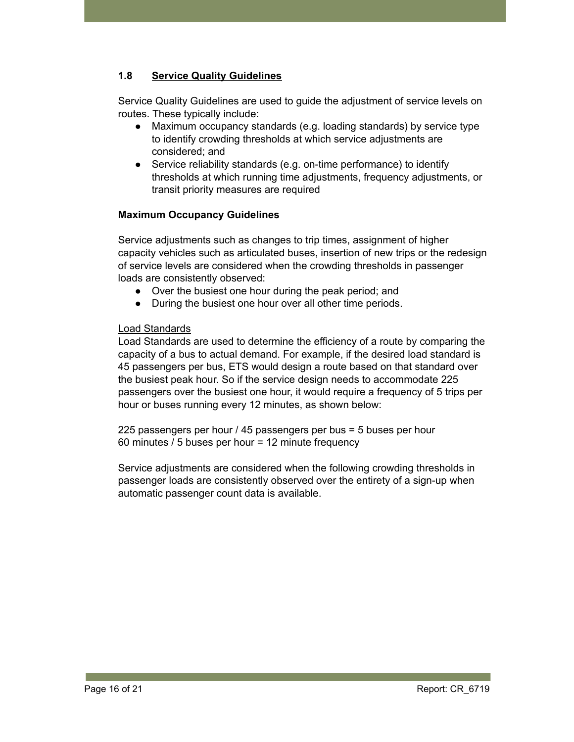## 1.8 Service Quality Guidelines

Service Quality Guidelines are used to guide the adjustment of service levels on routes. These typically include:

- Maximum occupancy standards (e.g. loading standards) by service type to identify crowding thresholds at which service adjustments are considered; and
- Service reliability standards (e.g. on-time performance) to identify thresholds at which running time adjustments, frequency adjustments, or transit priority measures are required

**Maximum Occupancy Guidelines**

Service adjustments such as changes to trip times, assignment of higher capacity vehicles such as articulated buses, insertion of new trips or the redesign of service levels are considered when the crowding thresholds in passenger loads are consistently observed:

- Over the busiest one hour during the peak period; and
- During the busiest one hour over all other time periods.

Load Standards

Load Standards are used to determine the efficiency of a route by comparing the capacity of a bus to actual demand. For example, if the desired load standard is 45 passengers per bus, ETS would design a route based on that standard over the busiest peak hour. So if the service design needs to accommodate 225 passengers over the busiest one hour, it would require a frequency of 5 trips per hour or buses running every 12 minutes, as shown below:

225 passengers per hour / 45 passengers per bus = 5 buses per hour
60 minutes / 5 buses per hour = 12 minute frequency

Service adjustments are considered when the following crowding thresholds in passenger loads are consistently observed over the entirety of a sign-up when automatic passenger count data is available.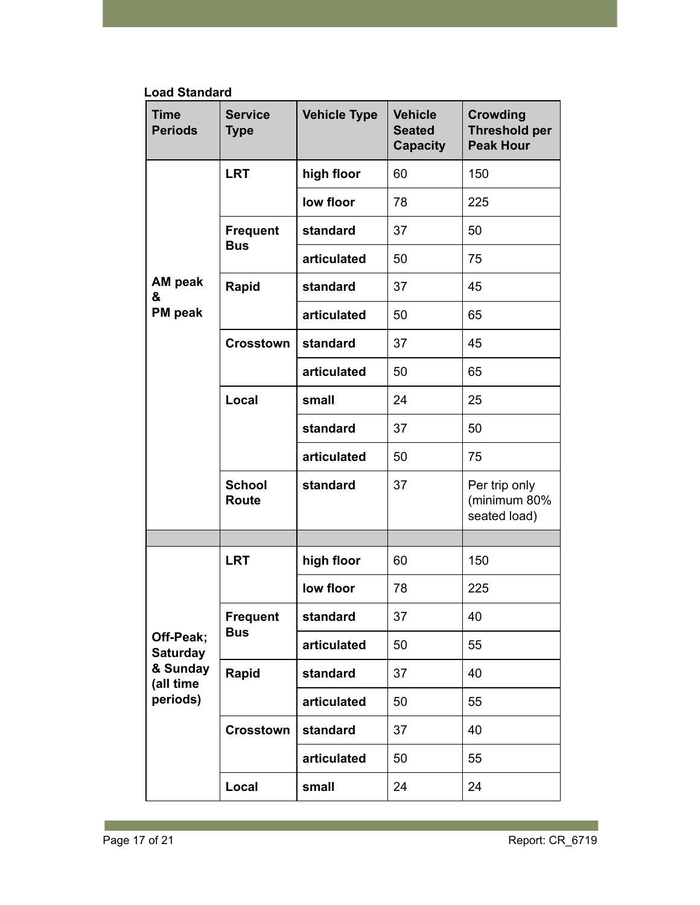**Load Standard**

| Time Periods | Service Type | Vehicle Type | Vehicle Seated Capacity | Crowding Threshold per Peak Hour |
|---|---|---|---|---|
| AM peak & PM peak | LRT | high floor | 60 | 150 |
| | | low floor | 78 | 225 |
| | Frequent Bus | standard | 37 | 50 |
| | | articulated | 50 | 75 |
| | Rapid | standard | 37 | 45 |
| | | articulated | 50 | 65 |
| | Crosstown | standard | 37 | 45 |
| | | articulated | 50 | 65 |
| | Local | small | 24 | 25 |
| | | standard | 37 | 50 |
| | | articulated | 50 | 75 |
| | School Route | standard | 37 | Per trip only (minimum 80% seated load) |
| | | | | |
| Off-Peak; Saturday & Sunday (all time periods) | LRT | high floor | 60 | 150 |
| | | low floor | 78 | 225 |
| | Frequent Bus | standard | 37 | 40 |
| | | articulated | 50 | 55 |
| | Rapid | standard | 37 | 40 |
| | | articulated | 50 | 55 |
| | Crosstown | standard | 37 | 40 |
| | | articulated | 50 | 55 |
| | Local | small | 24 | 24 |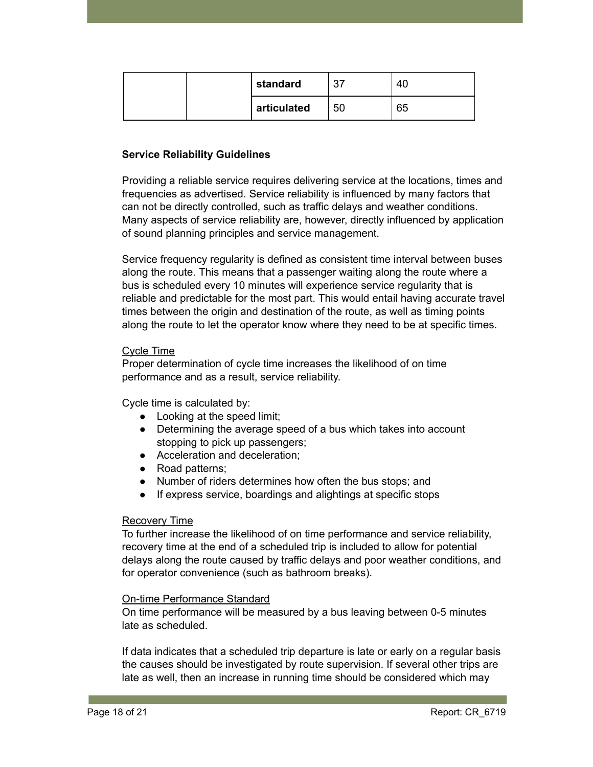| | | standard | 37 | 40 |
|---|---|---|---|---|
| | | articulated | 50 | 65 |

**Service Reliability Guidelines**

Providing a reliable service requires delivering service at the locations, times and frequencies as advertised. Service reliability is influenced by many factors that can not be directly controlled, such as traffic delays and weather conditions. Many aspects of service reliability are, however, directly influenced by application of sound planning principles and service management.

Service frequency regularity is defined as consistent time interval between buses along the route. This means that a passenger waiting along the route where a bus is scheduled every 10 minutes will experience service regularity that is reliable and predictable for the most part. This would entail having accurate travel times between the origin and destination of the route, as well as timing points along the route to let the operator know where they need to be at specific times.

<u>Cycle Time</u>
Proper determination of cycle time increases the likelihood of on time performance and as a result, service reliability.

Cycle time is calculated by:

- Looking at the speed limit;
- Determining the average speed of a bus which takes into account stopping to pick up passengers;
- Acceleration and deceleration;
- Road patterns;
- Number of riders determines how often the bus stops; and
- If express service, boardings and alightings at specific stops

<u>Recovery Time</u>
To further increase the likelihood of on time performance and service reliability, recovery time at the end of a scheduled trip is included to allow for potential delays along the route caused by traffic delays and poor weather conditions, and for operator convenience (such as bathroom breaks).

<u>On-time Performance Standard</u>
On time performance will be measured by a bus leaving between 0-5 minutes late as scheduled.

If data indicates that a scheduled trip departure is late or early on a regular basis the causes should be investigated by route supervision. If several other trips are late as well, then an increase in running time should be considered which may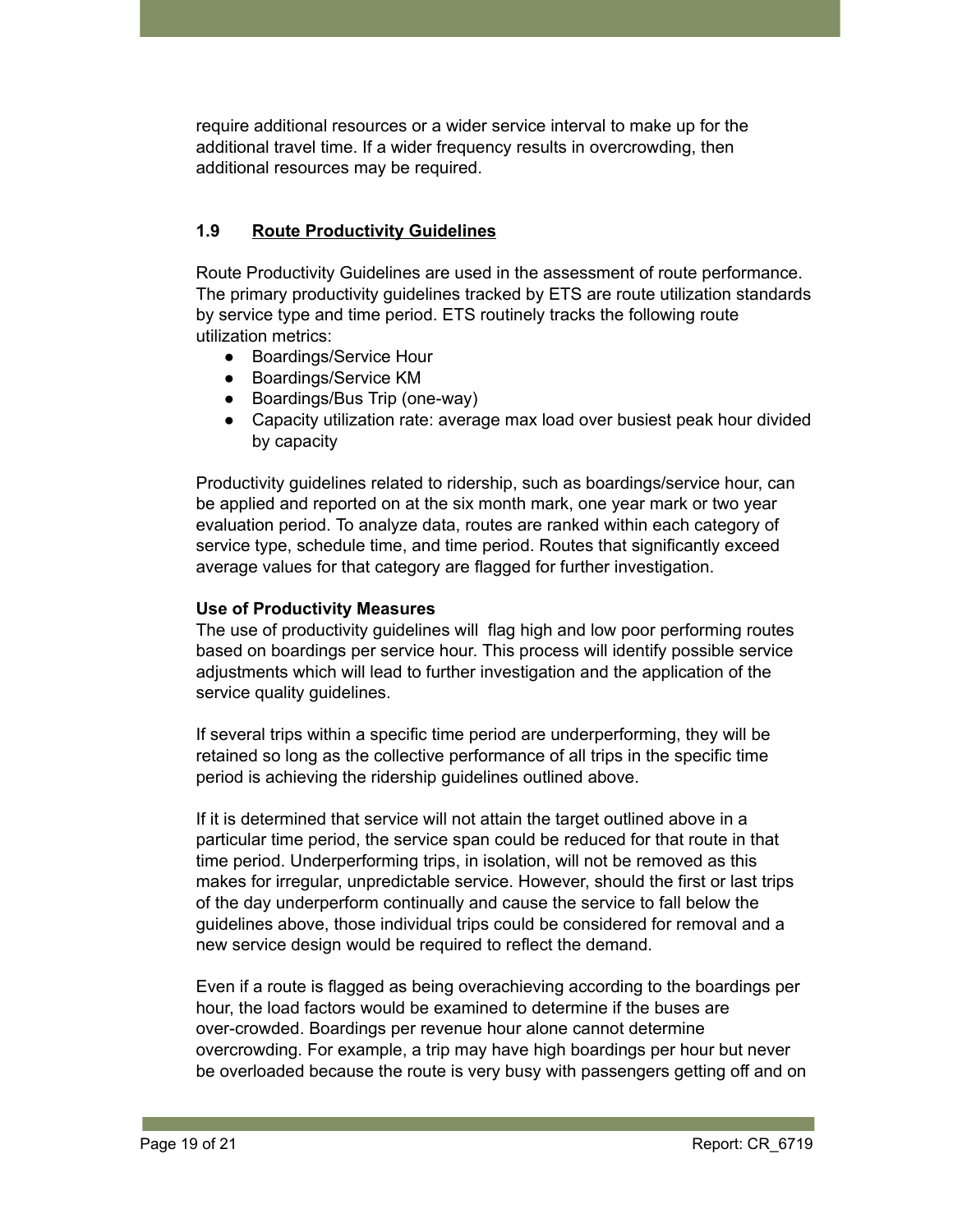require additional resources or a wider service interval to make up for the additional travel time. If a wider frequency results in overcrowding, then additional resources may be required.

### 1.9 Route Productivity Guidelines

Route Productivity Guidelines are used in the assessment of route performance. The primary productivity guidelines tracked by ETS are route utilization standards by service type and time period. ETS routinely tracks the following route utilization metrics:

- Boardings/Service Hour
- Boardings/Service KM
- Boardings/Bus Trip (one-way)
- Capacity utilization rate: average max load over busiest peak hour divided by capacity

Productivity guidelines related to ridership, such as boardings/service hour, can be applied and reported on at the six month mark, one year mark or two year evaluation period. To analyze data, routes are ranked within each category of service type, schedule time, and time period. Routes that significantly exceed average values for that category are flagged for further investigation.

**Use of Productivity Measures**

The use of productivity guidelines will flag high and low poor performing routes based on boardings per service hour. This process will identify possible service adjustments which will lead to further investigation and the application of the service quality guidelines.

If several trips within a specific time period are underperforming, they will be retained so long as the collective performance of all trips in the specific time period is achieving the ridership guidelines outlined above.

If it is determined that service will not attain the target outlined above in a particular time period, the service span could be reduced for that route in that time period. Underperforming trips, in isolation, will not be removed as this makes for irregular, unpredictable service. However, should the first or last trips of the day underperform continually and cause the service to fall below the guidelines above, those individual trips could be considered for removal and a new service design would be required to reflect the demand.

Even if a route is flagged as being overachieving according to the boardings per hour, the load factors would be examined to determine if the buses are over-crowded. Boardings per revenue hour alone cannot determine overcrowding. For example, a trip may have high boardings per hour but never be overloaded because the route is very busy with passengers getting off and on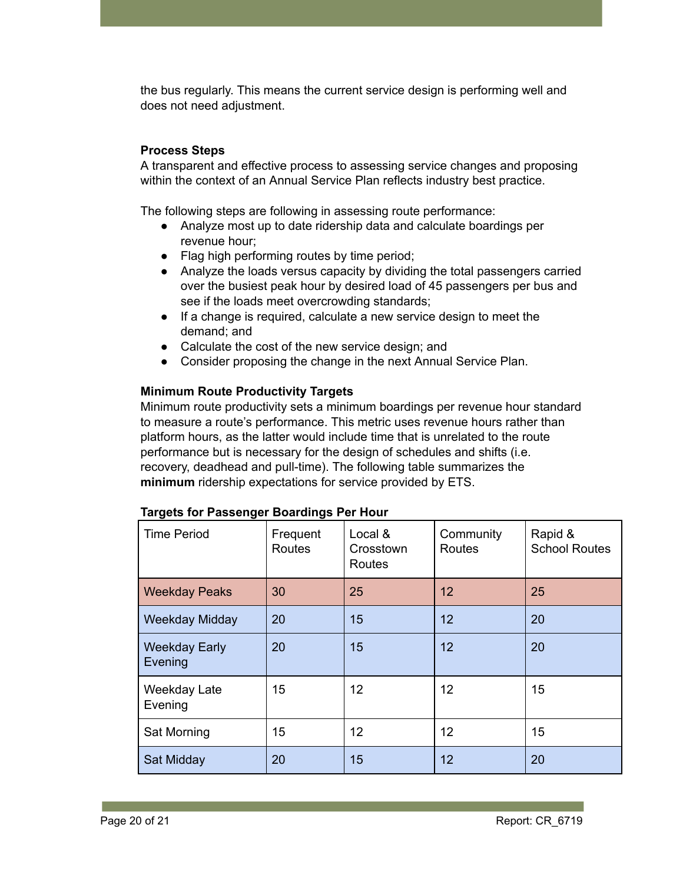the bus regularly. This means the current service design is performing well and does not need adjustment.

**Process Steps**

A transparent and effective process to assessing service changes and proposing within the context of an Annual Service Plan reflects industry best practice.

The following steps are following in assessing route performance:

- Analyze most up to date ridership data and calculate boardings per revenue hour;
- Flag high performing routes by time period;
- Analyze the loads versus capacity by dividing the total passengers carried over the busiest peak hour by desired load of 45 passengers per bus and see if the loads meet overcrowding standards;
- If a change is required, calculate a new service design to meet the demand; and
- Calculate the cost of the new service design; and
- Consider proposing the change in the next Annual Service Plan.

**Minimum Route Productivity Targets**

Minimum route productivity sets a minimum boardings per revenue hour standard to measure a route's performance. This metric uses revenue hours rather than platform hours, as the latter would include time that is unrelated to the route performance but is necessary for the design of schedules and shifts (i.e. recovery, deadhead and pull-time). The following table summarizes the **minimum** ridership expectations for service provided by ETS.

**Targets for Passenger Boardings Per Hour**

| Time Period | Frequent Routes | Local & Crosstown Routes | Community Routes | Rapid & School Routes |
|---|---|---|---|---|
| Weekday Peaks | 30 | 25 | 12 | 25 |
| Weekday Midday | 20 | 15 | 12 | 20 |
| Weekday Early Evening | 20 | 15 | 12 | 20 |
| Weekday Late Evening | 15 | 12 | 12 | 15 |
| Sat Morning | 15 | 12 | 12 | 15 |
| Sat Midday | 20 | 15 | 12 | 20 |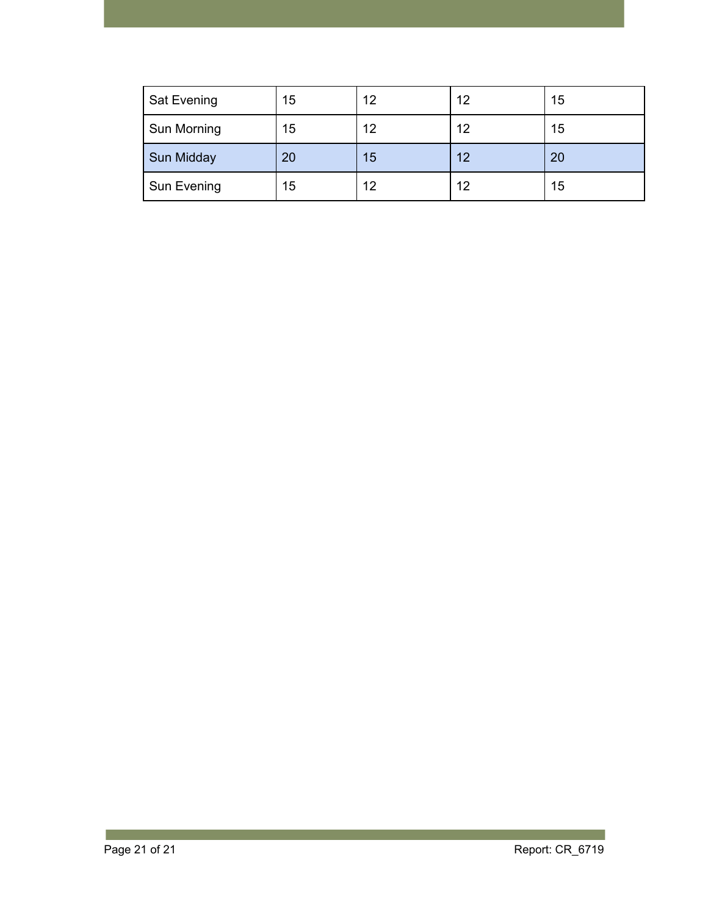| | | | | |
|---|---|---|---|---|
| Sat Evening | 15 | 12 | 12 | 15 |
| Sun Morning | 15 | 12 | 12 | 15 |
| Sun Midday | 20 | 15 | 12 | 20 |
| Sun Evening | 15 | 12 | 12 | 15 |